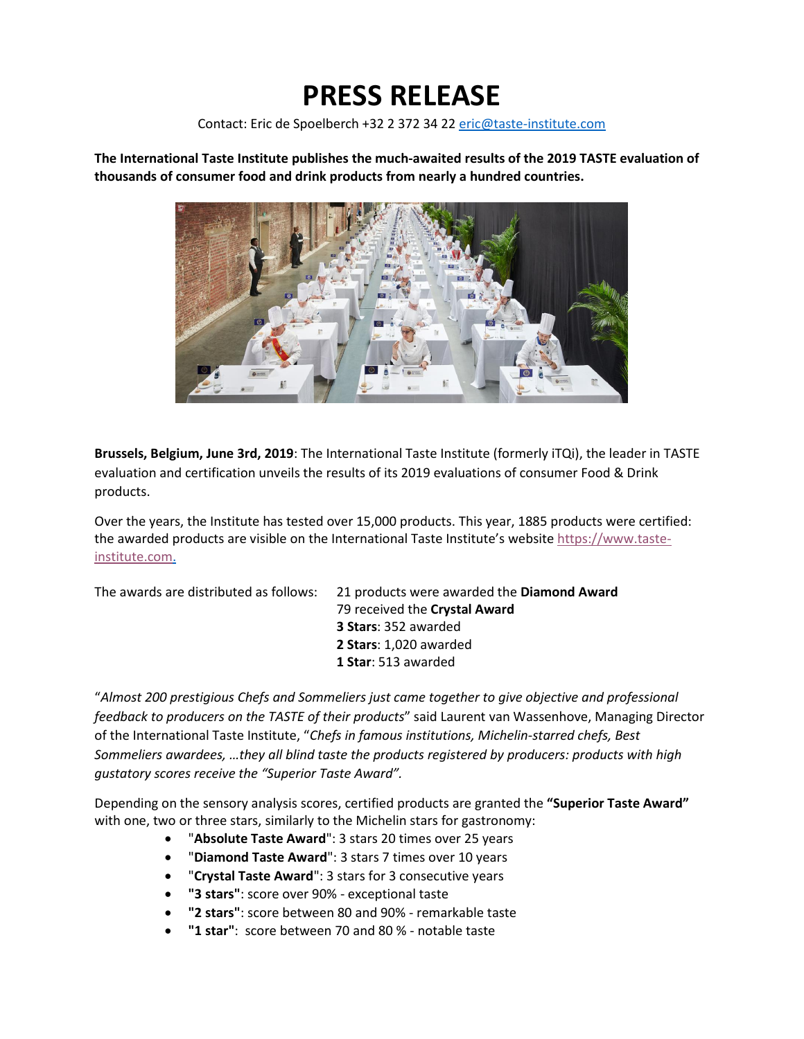# PRESS RELEASE

Contact: Eric de Spoelberch +32 2 372 34 22 eric@taste-institute.com

**The International Taste Institute publishes the much-awaited results of the 2019 TASTE evaluation of thousands of consumer food and drink products from nearly a hundred countries.**

**Brussels, Belgium, June 3rd, 2019**: The International Taste Institute (formerly iTQi), the leader in TASTE evaluation and certification unveils the results of its 2019 evaluations of consumer Food & Drink products.

Over the years, the Institute has tested over 15,000 products. This year, 1885 products were certified: the awarded products are visible on the International Taste Institute's website https://www.taste-institute.com.

The awards are distributed as follows:

21 products were awarded the **Diamond Award**
79 received the **Crystal Award**
**3 Stars**: 352 awarded
**2 Stars**: 1,020 awarded
**1 Star**: 513 awarded

"*Almost 200 prestigious Chefs and Sommeliers just came together to give objective and professional feedback to producers on the TASTE of their products*" said Laurent van Wassenhove, Managing Director of the International Taste Institute, "*Chefs in famous institutions, Michelin-starred chefs, Best Sommeliers awardees, …they all blind taste the products registered by producers: products with high gustatory scores receive the "Superior Taste Award".*

Depending on the sensory analysis scores, certified products are granted the **"Superior Taste Award"** with one, two or three stars, similarly to the Michelin stars for gastronomy:

- "**Absolute Taste Award**": 3 stars 20 times over 25 years
- "**Diamond Taste Award**": 3 stars 7 times over 10 years
- "**Crystal Taste Award**": 3 stars for 3 consecutive years
- **"3 stars"**: score over 90% - exceptional taste
- **"2 stars"**: score between 80 and 90% - remarkable taste
- **"1 star"**: score between 70 and 80 % - notable taste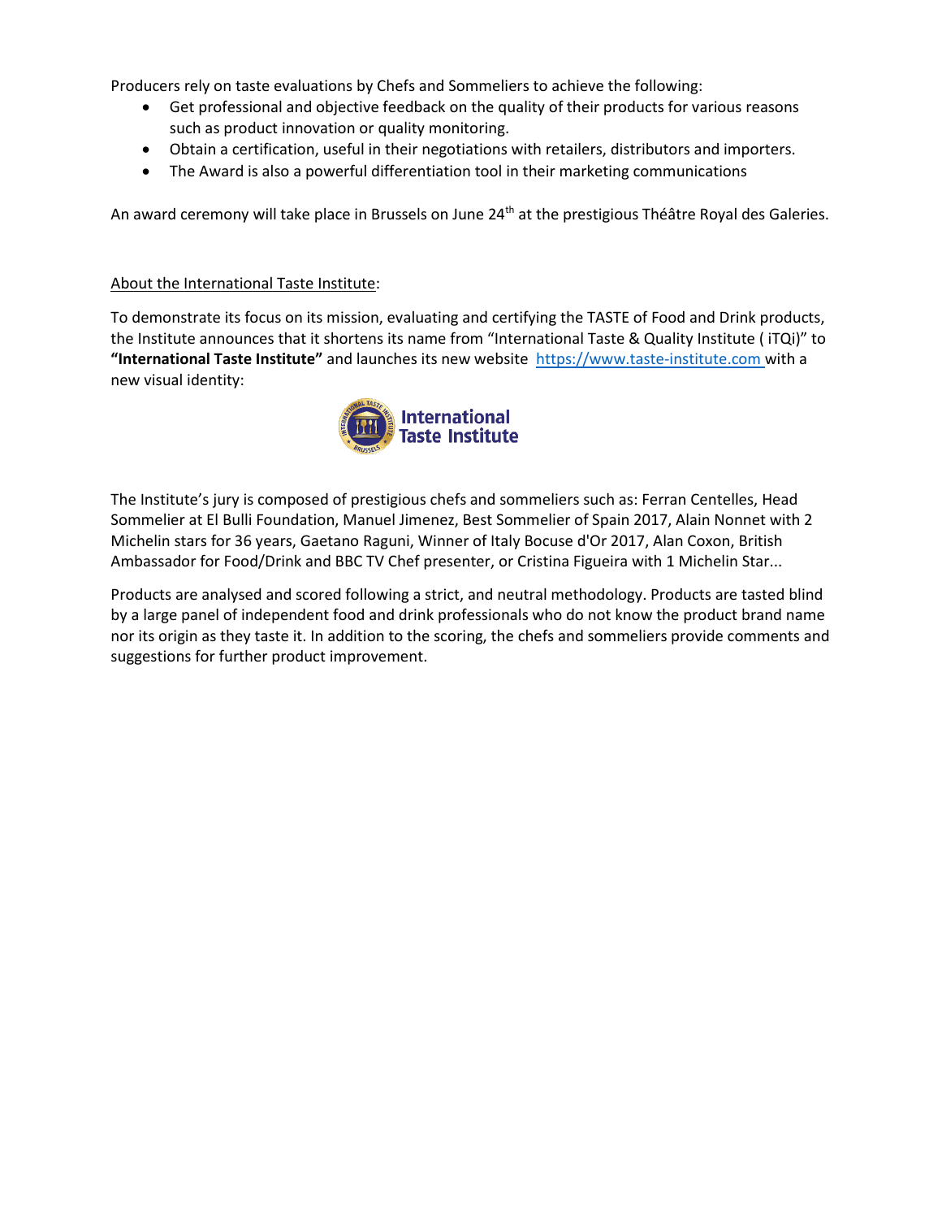Producers rely on taste evaluations by Chefs and Sommeliers to achieve the following:

- Get professional and objective feedback on the quality of their products for various reasons such as product innovation or quality monitoring.
- Obtain a certification, useful in their negotiations with retailers, distributors and importers.
- The Award is also a powerful differentiation tool in their marketing communications

An award ceremony will take place in Brussels on June 24th at the prestigious Théâtre Royal des Galeries.

About the International Taste Institute:

To demonstrate its focus on its mission, evaluating and certifying the TASTE of Food and Drink products, the Institute announces that it shortens its name from "International Taste & Quality Institute ( iTQi)" to **"International Taste Institute"** and launches its new website https://www.taste-institute.com with a new visual identity:

The Institute's jury is composed of prestigious chefs and sommeliers such as: Ferran Centelles, Head Sommelier at El Bulli Foundation, Manuel Jimenez, Best Sommelier of Spain 2017, Alain Nonnet with 2 Michelin stars for 36 years, Gaetano Raguni, Winner of Italy Bocuse d'Or 2017, Alan Coxon, British Ambassador for Food/Drink and BBC TV Chef presenter, or Cristina Figueira with 1 Michelin Star...

Products are analysed and scored following a strict, and neutral methodology. Products are tasted blind by a large panel of independent food and drink professionals who do not know the product brand name nor its origin as they taste it. In addition to the scoring, the chefs and sommeliers provide comments and suggestions for further product improvement.